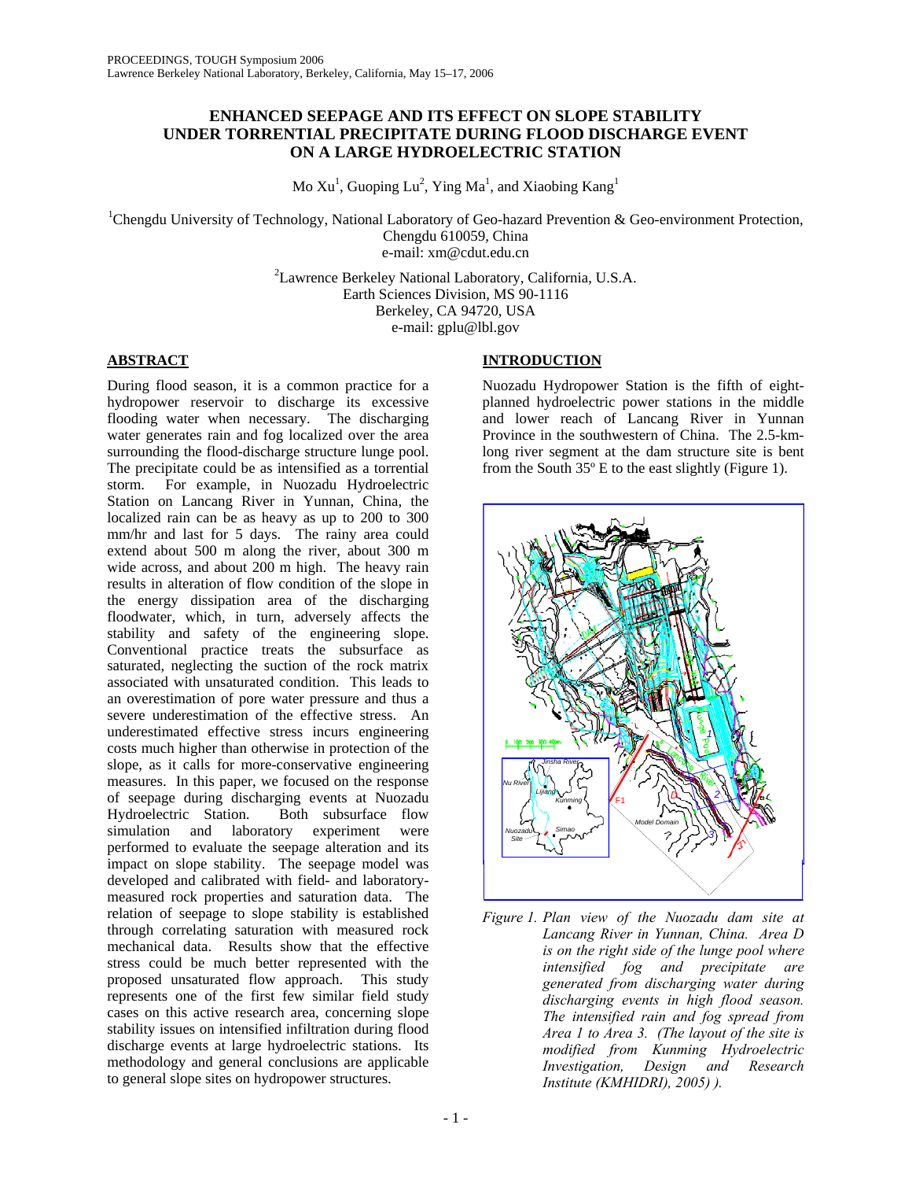# ENHANCED SEEPAGE AND ITS EFFECT ON SLOPE STABILITY UNDER TORRENTIAL PRECIPITATE DURING FLOOD DISCHARGE EVENT ON A LARGE HYDROELECTRIC STATION

Mo Xu[1], Guoping Lu[2], Ying Ma[1], and Xiaobing Kang[1]

[1]Chengdu University of Technology, National Laboratory of Geo-hazard Prevention & Geo-environment Protection, Chengdu 610059, China
e-mail: xm@cdut.edu.cn

[2]Lawrence Berkeley National Laboratory, California, U.S.A.
Earth Sciences Division, MS 90-1116
Berkeley, CA 94720, USA
e-mail: gplu@lbl.gov

## ABSTRACT

During flood season, it is a common practice for a hydropower reservoir to discharge its excessive flooding water when necessary. The discharging water generates rain and fog localized over the area surrounding the flood-discharge structure lunge pool. The precipitate could be as intensified as a torrential storm. For example, in Nuozadu Hydroelectric Station on Lancang River in Yunnan, China, the localized rain can be as heavy as up to 200 to 300 mm/hr and last for 5 days. The rainy area could extend about 500 m along the river, about 300 m wide across, and about 200 m high. The heavy rain results in alteration of flow condition of the slope in the energy dissipation area of the discharging floodwater, which, in turn, adversely affects the stability and safety of the engineering slope. Conventional practice treats the subsurface as saturated, neglecting the suction of the rock matrix associated with unsaturated condition. This leads to an overestimation of pore water pressure and thus a severe underestimation of the effective stress. An underestimated effective stress incurs engineering costs much higher than otherwise in protection of the slope, as it calls for more-conservative engineering measures. In this paper, we focused on the response of seepage during discharging events at Nuozadu Hydroelectric Station. Both subsurface flow simulation and laboratory experiment were performed to evaluate the seepage alteration and its impact on slope stability. The seepage model was developed and calibrated with field- and laboratory-measured rock properties and saturation data. The relation of seepage to slope stability is established through correlating saturation with measured rock mechanical data. Results show that the effective stress could be much better represented with the proposed unsaturated flow approach. This study represents one of the first few similar field study cases on this active research area, concerning slope stability issues on intensified infiltration during flood discharge events at large hydroelectric stations. Its methodology and general conclusions are applicable to general slope sites on hydropower structures.

## INTRODUCTION

Nuozadu Hydropower Station is the fifth of eight-planned hydroelectric power stations in the middle and lower reach of Lancang River in Yunnan Province in the southwestern of China. The 2.5-km-long river segment at the dam structure site is bent from the South 35º E to the east slightly (Figure 1).

*Figure 1. Plan view of the Nuozadu dam site at Lancang River in Yunnan, China. Area D is on the right side of the lunge pool where intensified fog and precipitate are generated from discharging water during discharging events in high flood season. The intensified rain and fog spread from Area 1 to Area 3. (The layout of the site is modified from Kunming Hydroelectric Investigation, Design and Research Institute (KMHIDRI), 2005) ).*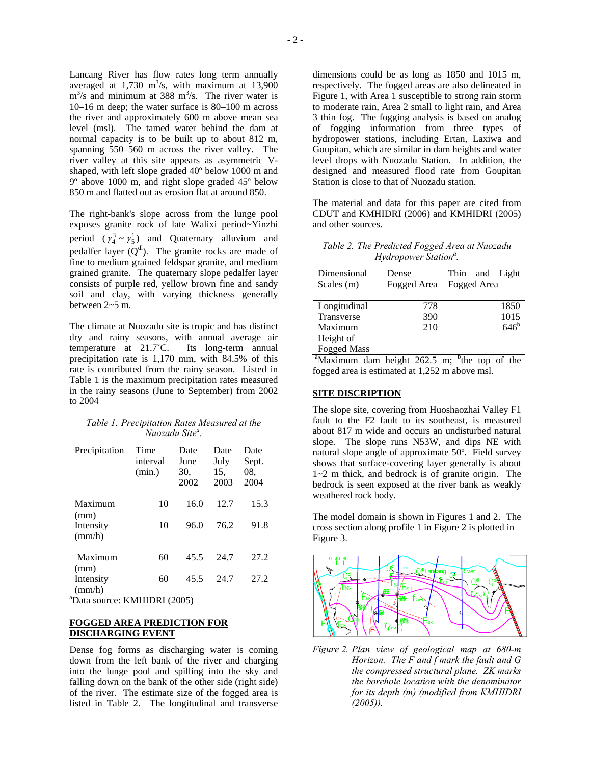Lancang River has flow rates long term annually averaged at 1,730 $m^3$/s, with maximum at 13,900 $m^3$/s and minimum at 388 $m^3$/s. The river water is 10–16 m deep; the water surface is 80–100 m across the river and approximately 600 m above mean sea level (msl). The tamed water behind the dam at normal capacity is to be built up to about 812 m, spanning 550–560 m across the river valley. The river valley at this site appears as asymmetric V-shaped, with left slope graded 40º below 1000 m and 9º above 1000 m, and right slope graded 45º below 850 m and flatted out as erosion flat at around 850.

The right-bank's slope across from the lunge pool exposes granite rock of late Walixi period~Yinzhi period ($\gamma_4^3 \sim \gamma_5^1$) and Quaternary alluvium and pedalfer layer ($Q^{dl}$). The granite rocks are made of fine to medium grained feldspar granite, and medium grained granite. The quaternary slope pedalfer layer consists of purple red, yellow brown fine and sandy soil and clay, with varying thickness generally between 2~5 m.

The climate at Nuozadu site is tropic and has distinct dry and rainy seasons, with annual average air temperature at 21.7˚C. Its long-term annual precipitation rate is 1,170 mm, with 84.5% of this rate is contributed from the rainy season. Listed in Table 1 is the maximum precipitation rates measured in the rainy seasons (June to September) from 2002 to 2004

*Table 1. Precipitation Rates Measured at the Nuozadu Site[a].*

| Precipitation | Time interval (min.) | Date June 30, 2002 | Date July 15, 2003 | Date Sept. 08, 2004 |
|---|---|---|---|---|
| Maximum (mm) | 10 | 16.0 | 12.7 | 15.3 |
| Intensity (mm/h) | 10 | 96.0 | 76.2 | 91.8 |
| Maximum (mm) | 60 | 45.5 | 24.7 | 27.2 |
| Intensity (mm/h) | 60 | 45.5 | 24.7 | 27.2 |

[a]Data source: KMHIDRI (2005)

## FOGGED AREA PREDICTION FOR DISCHARGING EVENT

Dense fog forms as discharging water is coming down from the left bank of the river and charging into the lunge pool and spilling into the sky and falling down on the bank of the other side (right side) of the river. The estimate size of the fogged area is listed in Table 2. The longitudinal and transverse dimensions could be as long as 1850 and 1015 m, respectively. The fogged areas are also delineated in Figure 1, with Area 1 susceptible to strong rain storm to moderate rain, Area 2 small to light rain, and Area 3 thin fog. The fogging analysis is based on analog of fogging information from three types of hydropower stations, including Ertan, Laxiwa and Goupitan, which are similar in dam heights and water level drops with Nuozadu Station. In addition, the designed and measured flood rate from Goupitan Station is close to that of Nuozadu station.

The material and data for this paper are cited from CDUT and KMHIDRI (2006) and KMHIDRI (2005) and other sources.

*Table 2. The Predicted Fogged Area at Nuozadu Hydropower Station[a].*

| Dimensional Scales (m) | Dense Fogged Area | Thin and Light Fogged Area |
|---|---|---|
| Longitudinal | 778 | 1850 |
| Transverse | 390 | 1015 |
| Maximum Height of Fogged Mass | 210 | 646[b] |

[a]Maximum dam height 262.5 m; [b]the top of the fogged area is estimated at 1,252 m above msl.

## SITE DISCRIPTION

The slope site, covering from Huoshaozhai Valley F1 fault to the F2 fault to its southeast, is measured about 817 m wide and occurs an undisturbed natural slope. The slope runs N53W, and dips NE with natural slope angle of approximate 50º. Field survey shows that surface-covering layer generally is about 1~2 m thick, and bedrock is of granite origin. The bedrock is seen exposed at the river bank as weakly weathered rock body.

The model domain is shown in Figures 1 and 2. The cross section along profile 1 in Figure 2 is plotted in Figure 3.

*Figure 2. Plan view of geological map at 680-m Horizon. The F and f mark the fault and G the compressed structural plane. ZK marks the borehole location with the denominator for its depth (m) (modified from KMHIDRI (2005)).*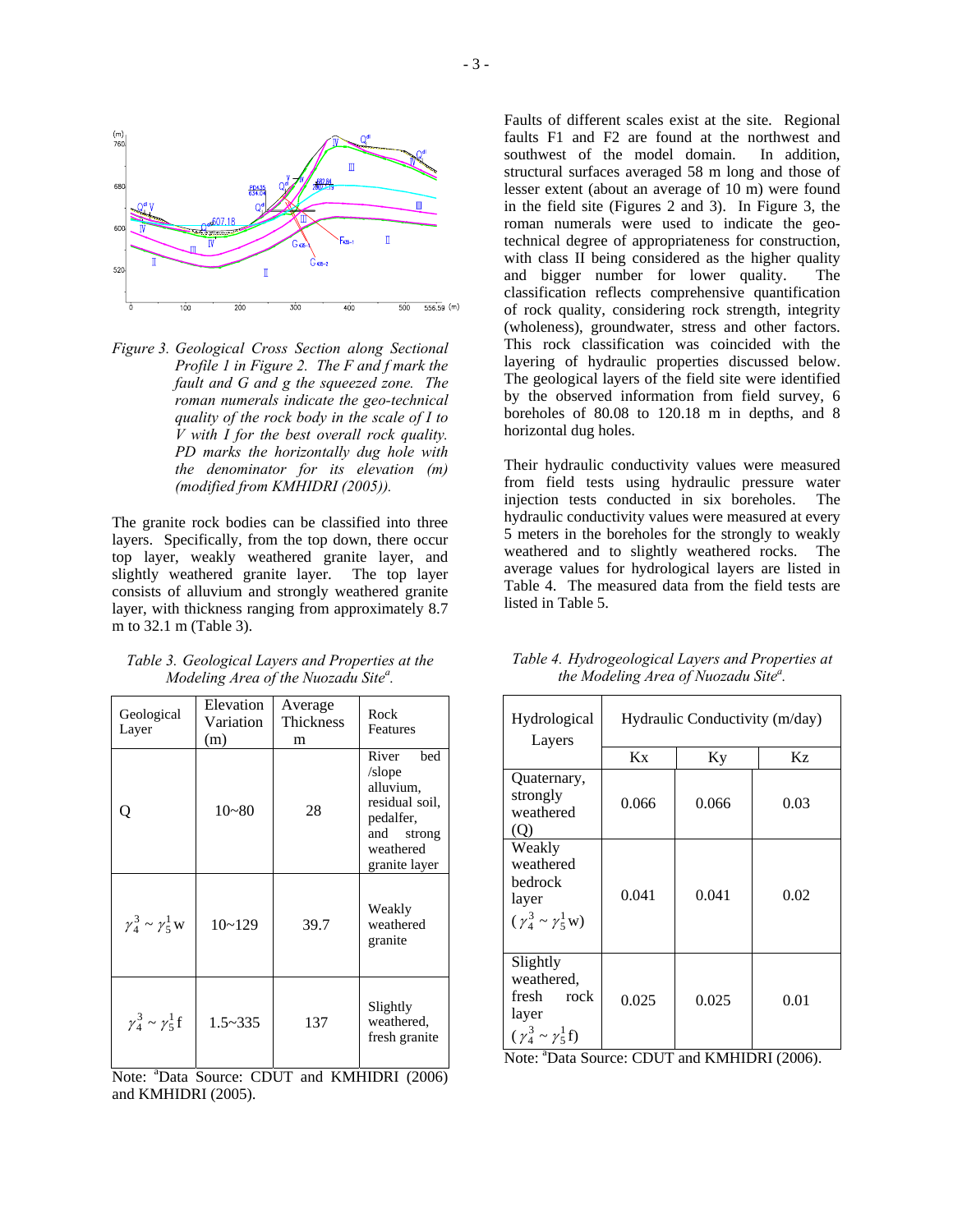*Figure 3. Geological Cross Section along Sectional Profile 1 in Figure 2. The F and f mark the fault and G and g the squeezed zone. The roman numerals indicate the geo-technical quality of the rock body in the scale of I to V with I for the best overall rock quality. PD marks the horizontally dug hole with the denominator for its elevation (m) (modified from KMHIDRI (2005)).*

The granite rock bodies can be classified into three layers. Specifically, from the top down, there occur top layer, weakly weathered granite layer, and slightly weathered granite layer. The top layer consists of alluvium and strongly weathered granite layer, with thickness ranging from approximately 8.7 m to 32.1 m (Table 3).

*Table 3. Geological Layers and Properties at the Modeling Area of the Nuozadu Site[a].*

| Geological Layer | Elevation Variation (m) | Average Thickness m | Rock Features |
|---|---|---|---|
| Q | 10~80 | 28 | River bed /slope alluvium, residual soil, pedalfer, and strong weathered granite layer |
| $\gamma_4^3 \sim \gamma_5^1$w | 10~129 | 39.7 | Weakly weathered granite |
| $\gamma_4^3 \sim \gamma_5^1$f | 1.5~335 | 137 | Slightly weathered, fresh granite |

Note: [a]Data Source: CDUT and KMHIDRI (2006) and KMHIDRI (2005).

Faults of different scales exist at the site. Regional faults F1 and F2 are found at the northwest and southwest of the model domain. In addition, structural surfaces averaged 58 m long and those of lesser extent (about an average of 10 m) were found in the field site (Figures 2 and 3). In Figure 3, the roman numerals were used to indicate the geo-technical degree of appropriateness for construction, with class II being considered as the higher quality and bigger number for lower quality. The classification reflects comprehensive quantification of rock quality, considering rock strength, integrity (wholeness), groundwater, stress and other factors. This rock classification was coincided with the layering of hydraulic properties discussed below. The geological layers of the field site were identified by the observed information from field survey, 6 boreholes of 80.08 to 120.18 m in depths, and 8 horizontal dug holes.

Their hydraulic conductivity values were measured from field tests using hydraulic pressure water injection tests conducted in six boreholes. The hydraulic conductivity values were measured at every 5 meters in the boreholes for the strongly to weakly weathered and to slightly weathered rocks. The average values for hydrological layers are listed in Table 4. The measured data from the field tests are listed in Table 5.

*Table 4. Hydrogeological Layers and Properties at the Modeling Area of Nuozadu Site[a].*

| Hydrological Layers | Hydraulic Conductivity (m/day) | | |
|---|---|---|---|
| | Kx | Ky | Kz |
| Quaternary, strongly weathered (Q) | 0.066 | 0.066 | 0.03 |
| Weakly weathered bedrock layer ($\gamma_4^3 \sim \gamma_5^1$w) | 0.041 | 0.041 | 0.02 |
| Slightly weathered, fresh rock layer ($\gamma_4^3 \sim \gamma_5^1$f) | 0.025 | 0.025 | 0.01 |

Note: [a]Data Source: CDUT and KMHIDRI (2006).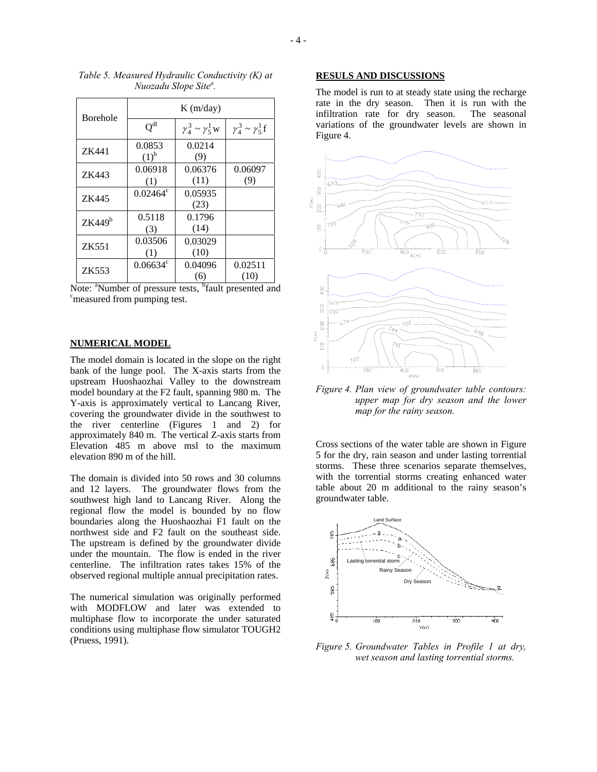*Table 5. Measured Hydraulic Conductivity (K) at Nuozadu Slope Site[a].*

| Borehole | K (m/day) | | |
|---|---|---|---|
| | $Q^{dl}$ | $\gamma_4^3 \sim \gamma_5^1$w | $\gamma_4^3 \sim \gamma_5^1$f |
| ZK441 | 0.0853 (1)[b] | 0.0214 (9) | |
| ZK443 | 0.06918 (1) | 0.06376 (11) | 0.06097 (9) |
| ZK445 | 0.02464[c] | 0.05935 (23) | |
| ZK449[b] | 0.5118 (3) | 0.1796 (14) | |
| ZK551 | 0.03506 (1) | 0.03029 (10) | |
| ZK553 | 0.06634[c] | 0.04096 (6) | 0.02511 (10) |

Note: [a]Number of pressure tests, [b]fault presented and [c]measured from pumping test.

## NUMERICAL MODEL

The model domain is located in the slope on the right bank of the lunge pool. The X-axis starts from the upstream Huoshaozhai Valley to the downstream model boundary at the F2 fault, spanning 980 m. The Y-axis is approximately vertical to Lancang River, covering the groundwater divide in the southwest to the river centerline (Figures 1 and 2) for approximately 840 m. The vertical Z-axis starts from Elevation 485 m above msl to the maximum elevation 890 m of the hill.

The domain is divided into 50 rows and 30 columns and 12 layers. The groundwater flows from the southwest high land to Lancang River. Along the regional flow the model is bounded by no flow boundaries along the Huoshaozhai F1 fault on the northwest side and F2 fault on the southeast side. The upstream is defined by the groundwater divide under the mountain. The flow is ended in the river centerline. The infiltration rates takes 15% of the observed regional multiple annual precipitation rates.

The numerical simulation was originally performed with MODFLOW and later was extended to multiphase flow to incorporate the under saturated conditions using multiphase flow simulator TOUGH2 (Pruess, 1991).

## RESULS AND DISCUSSIONS

The model is run to at steady state using the recharge rate in the dry season. Then it is run with the infiltration rate for dry season. The seasonal variations of the groundwater levels are shown in Figure 4.

*Figure 4. Plan view of groundwater table contours: upper map for dry season and the lower map for the rainy season.*

Cross sections of the water table are shown in Figure 5 for the dry, rain season and under lasting torrential storms. These three scenarios separate themselves, with the torrential storms creating enhanced water table about 20 m additional to the rainy season's groundwater table.

*Figure 5. Groundwater Tables in Profile 1 at dry, wet season and lasting torrential storms.*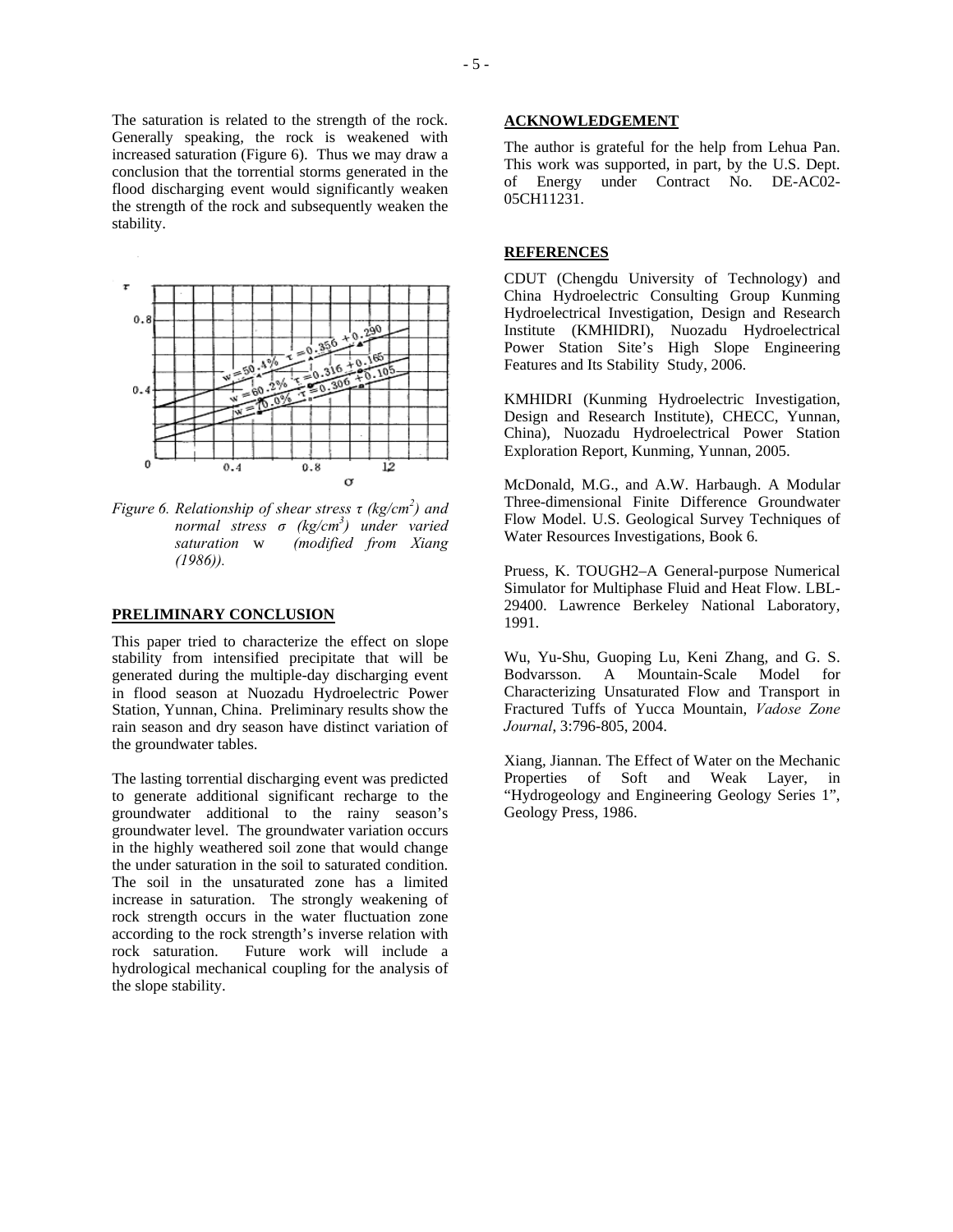The saturation is related to the strength of the rock. Generally speaking, the rock is weakened with increased saturation (Figure 6). Thus we may draw a conclusion that the torrential storms generated in the flood discharging event would significantly weaken the strength of the rock and subsequently weaken the stability.

τ

0.8

0.4

0

0.4

0.8

12

σ

w=50.4%  τ=0.356σ+0.290

w=60.2%  τ=0.316σ+0.165

w=70.0%  τ=0.306σ+0.105

*Figure 6. Relationship of shear stress τ (kg/cm$^2$) and normal stress σ (kg/cm$^3$) under varied saturation* w *(modified from Xiang (1986)).*

## PRELIMINARY CONCLUSION

This paper tried to characterize the effect on slope stability from intensified precipitate that will be generated during the multiple-day discharging event in flood season at Nuozadu Hydroelectric Power Station, Yunnan, China. Preliminary results show the rain season and dry season have distinct variation of the groundwater tables.

The lasting torrential discharging event was predicted to generate additional significant recharge to the groundwater additional to the rainy season's groundwater level. The groundwater variation occurs in the highly weathered soil zone that would change the under saturation in the soil to saturated condition. The soil in the unsaturated zone has a limited increase in saturation. The strongly weakening of rock strength occurs in the water fluctuation zone according to the rock strength's inverse relation with rock saturation. Future work will include a hydrological mechanical coupling for the analysis of the slope stability.

## ACKNOWLEDGEMENT

The author is grateful for the help from Lehua Pan. This work was supported, in part, by the U.S. Dept. of Energy under Contract No. DE-AC02-05CH11231.

## REFERENCES

CDUT (Chengdu University of Technology) and China Hydroelectric Consulting Group Kunming Hydroelectrical Investigation, Design and Research Institute (KMHIDRI), Nuozadu Hydroelectrical Power Station Site's High Slope Engineering Features and Its Stability Study, 2006.

KMHIDRI (Kunming Hydroelectric Investigation, Design and Research Institute), CHECC, Yunnan, China), Nuozadu Hydroelectrical Power Station Exploration Report, Kunming, Yunnan, 2005.

McDonald, M.G., and A.W. Harbaugh. A Modular Three-dimensional Finite Difference Groundwater Flow Model. U.S. Geological Survey Techniques of Water Resources Investigations, Book 6.

Pruess, K. TOUGH2–A General-purpose Numerical Simulator for Multiphase Fluid and Heat Flow. LBL-29400. Lawrence Berkeley National Laboratory, 1991.

Wu, Yu-Shu, Guoping Lu, Keni Zhang, and G. S. Bodvarsson. A Mountain-Scale Model for Characterizing Unsaturated Flow and Transport in Fractured Tuffs of Yucca Mountain, *Vadose Zone Journal*, 3:796-805, 2004.

Xiang, Jiannan. The Effect of Water on the Mechanic Properties of Soft and Weak Layer, in "Hydrogeology and Engineering Geology Series 1", Geology Press, 1986.